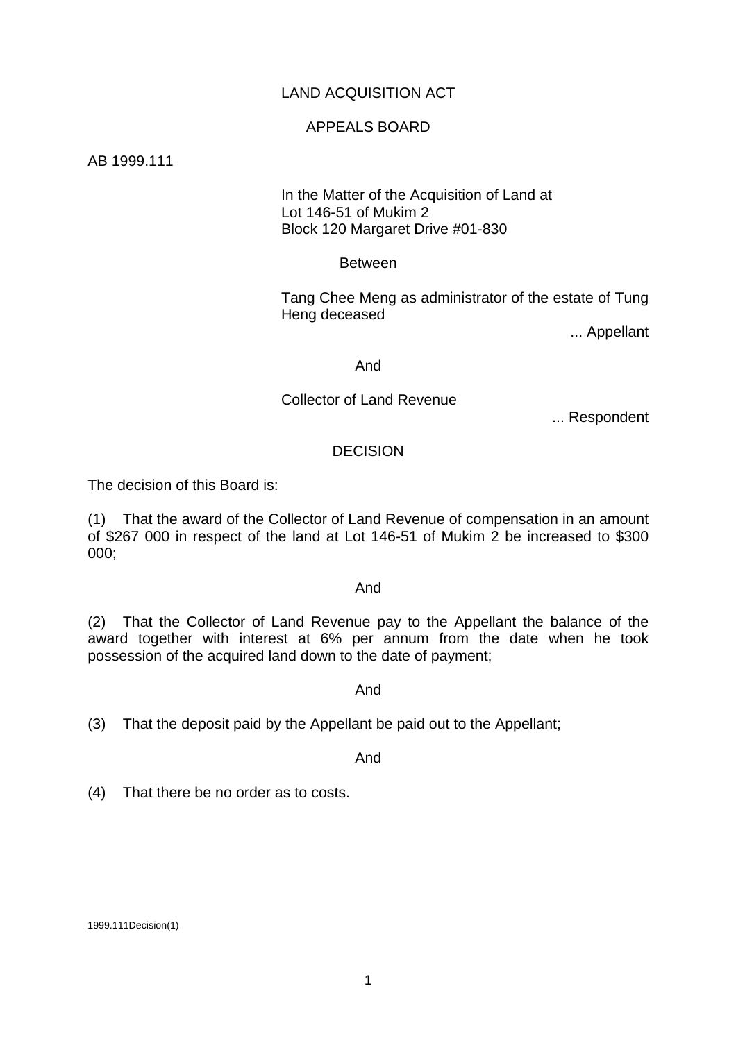LAND ACQUISITION ACT

APPEALS BOARD

AB 1999.111

In the Matter of the Acquisition of Land at
Lot 146-51 of Mukim 2
Block 120 Margaret Drive #01-830

Between

Tang Chee Meng as administrator of the estate of Tung Heng deceased

... Appellant

And

Collector of Land Revenue

... Respondent

DECISION

The decision of this Board is:

(1) That the award of the Collector of Land Revenue of compensation in an amount of $267 000 in respect of the land at Lot 146-51 of Mukim 2 be increased to $300 000;

And

(2) That the Collector of Land Revenue pay to the Appellant the balance of the award together with interest at 6% per annum from the date when he took possession of the acquired land down to the date of payment;

And

(3) That the deposit paid by the Appellant be paid out to the Appellant;

And

(4) That there be no order as to costs.

1999.111Decision(1)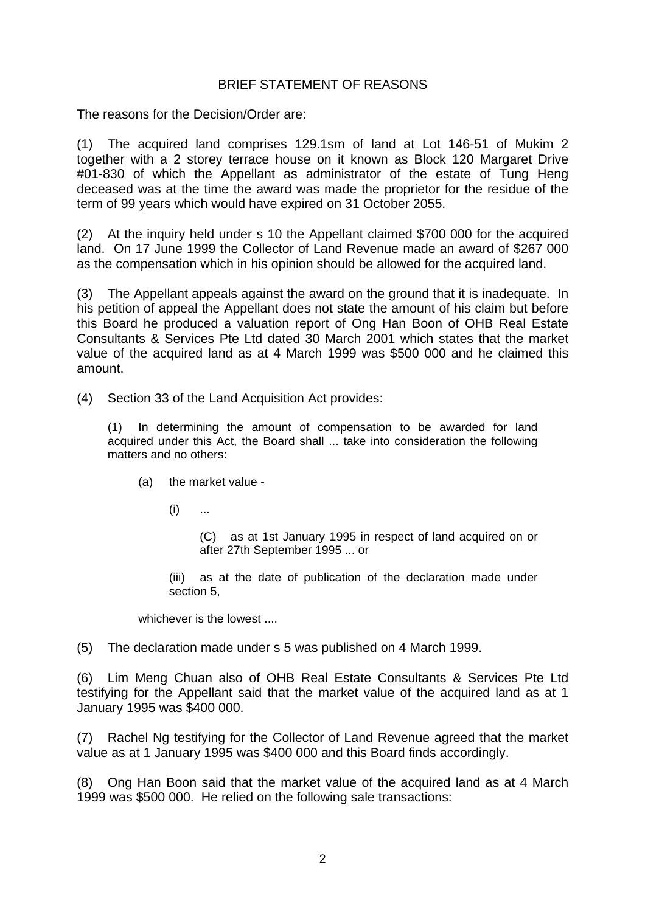## BRIEF STATEMENT OF REASONS

The reasons for the Decision/Order are:

(1) The acquired land comprises 129.1sm of land at Lot 146-51 of Mukim 2 together with a 2 storey terrace house on it known as Block 120 Margaret Drive #01-830 of which the Appellant as administrator of the estate of Tung Heng deceased was at the time the award was made the proprietor for the residue of the term of 99 years which would have expired on 31 October 2055.

(2) At the inquiry held under s 10 the Appellant claimed $700 000 for the acquired land. On 17 June 1999 the Collector of Land Revenue made an award of $267 000 as the compensation which in his opinion should be allowed for the acquired land.

(3) The Appellant appeals against the award on the ground that it is inadequate. In his petition of appeal the Appellant does not state the amount of his claim but before this Board he produced a valuation report of Ong Han Boon of OHB Real Estate Consultants & Services Pte Ltd dated 30 March 2001 which states that the market value of the acquired land as at 4 March 1999 was $500 000 and he claimed this amount.

(4) Section 33 of the Land Acquisition Act provides:

> (1) In determining the amount of compensation to be awarded for land acquired under this Act, the Board shall ... take into consideration the following matters and no others:
>
> (a) the market value -
>
> (i) ...
>
> (C) as at 1st January 1995 in respect of land acquired on or after 27th September 1995 ... or
>
> (iii) as at the date of publication of the declaration made under section 5,
>
> whichever is the lowest ....

(5) The declaration made under s 5 was published on 4 March 1999.

(6) Lim Meng Chuan also of OHB Real Estate Consultants & Services Pte Ltd testifying for the Appellant said that the market value of the acquired land as at 1 January 1995 was $400 000.

(7) Rachel Ng testifying for the Collector of Land Revenue agreed that the market value as at 1 January 1995 was $400 000 and this Board finds accordingly.

(8) Ong Han Boon said that the market value of the acquired land as at 4 March 1999 was $500 000. He relied on the following sale transactions: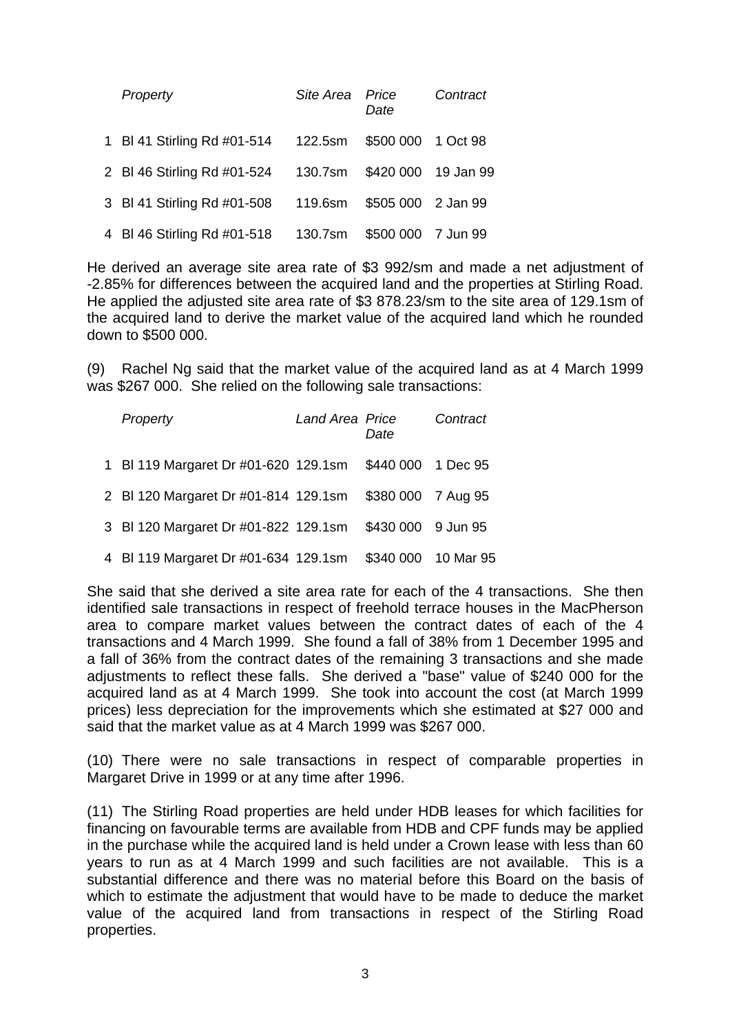| | *Property* | *Site Area* | *Price Date* | *Contract* |
|---|---|---|---|---|
| 1 | Bl 41 Stirling Rd #01-514 | 122.5sm | \$500 000 | 1 Oct 98 |
| 2 | Bl 46 Stirling Rd #01-524 | 130.7sm | \$420 000 | 19 Jan 99 |
| 3 | Bl 41 Stirling Rd #01-508 | 119.6sm | \$505 000 | 2 Jan 99 |
| 4 | Bl 46 Stirling Rd #01-518 | 130.7sm | \$500 000 | 7 Jun 99 |

He derived an average site area rate of \$3 992/sm and made a net adjustment of -2.85% for differences between the acquired land and the properties at Stirling Road. He applied the adjusted site area rate of \$3 878.23/sm to the site area of 129.1sm of the acquired land to derive the market value of the acquired land which he rounded down to \$500 000.

(9) Rachel Ng said that the market value of the acquired land as at 4 March 1999 was \$267 000. She relied on the following sale transactions:

| | *Property* | *Land Area* | *Price Date* | *Contract* |
|---|---|---|---|---|
| 1 | Bl 119 Margaret Dr #01-620 | 129.1sm | \$440 000 | 1 Dec 95 |
| 2 | Bl 120 Margaret Dr #01-814 | 129.1sm | \$380 000 | 7 Aug 95 |
| 3 | Bl 120 Margaret Dr #01-822 | 129.1sm | \$430 000 | 9 Jun 95 |
| 4 | Bl 119 Margaret Dr #01-634 | 129.1sm | \$340 000 | 10 Mar 95 |

She said that she derived a site area rate for each of the 4 transactions. She then identified sale transactions in respect of freehold terrace houses in the MacPherson area to compare market values between the contract dates of each of the 4 transactions and 4 March 1999. She found a fall of 38% from 1 December 1995 and a fall of 36% from the contract dates of the remaining 3 transactions and she made adjustments to reflect these falls. She derived a "base" value of \$240 000 for the acquired land as at 4 March 1999. She took into account the cost (at March 1999 prices) less depreciation for the improvements which she estimated at \$27 000 and said that the market value as at 4 March 1999 was \$267 000.

(10) There were no sale transactions in respect of comparable properties in Margaret Drive in 1999 or at any time after 1996.

(11) The Stirling Road properties are held under HDB leases for which facilities for financing on favourable terms are available from HDB and CPF funds may be applied in the purchase while the acquired land is held under a Crown lease with less than 60 years to run as at 4 March 1999 and such facilities are not available. This is a substantial difference and there was no material before this Board on the basis of which to estimate the adjustment that would have to be made to deduce the market value of the acquired land from transactions in respect of the Stirling Road properties.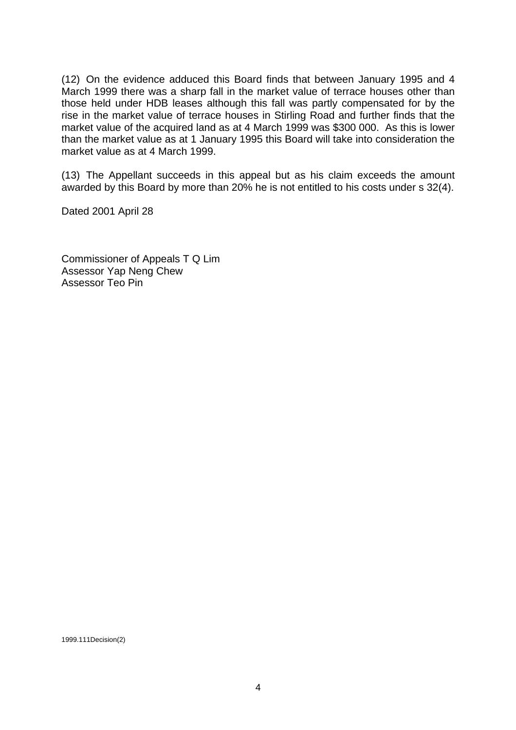(12) On the evidence adduced this Board finds that between January 1995 and 4 March 1999 there was a sharp fall in the market value of terrace houses other than those held under HDB leases although this fall was partly compensated for by the rise in the market value of terrace houses in Stirling Road and further finds that the market value of the acquired land as at 4 March 1999 was $300 000. As this is lower than the market value as at 1 January 1995 this Board will take into consideration the market value as at 4 March 1999.

(13) The Appellant succeeds in this appeal but as his claim exceeds the amount awarded by this Board by more than 20% he is not entitled to his costs under s 32(4).

Dated 2001 April 28

Commissioner of Appeals T Q Lim
Assessor Yap Neng Chew
Assessor Teo Pin

1999.111Decision(2)